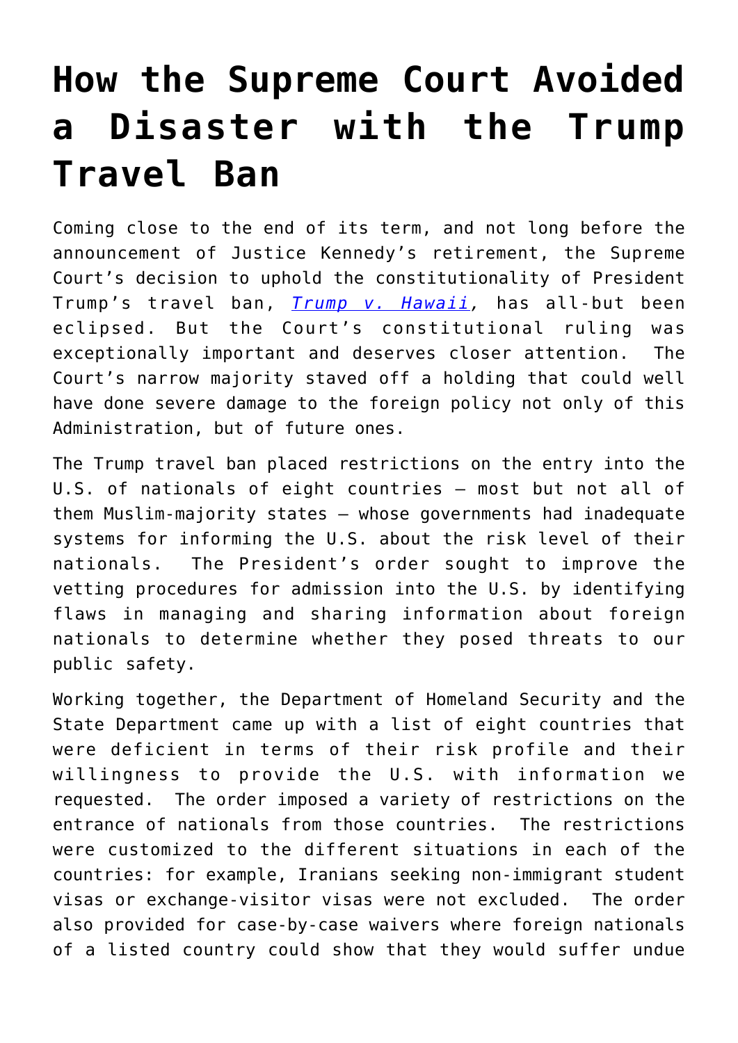# How the Supreme Court Avoided a Disaster with the Trump Travel Ban

Coming close to the end of its term, and not long before the announcement of Justice Kennedy's retirement, the Supreme Court's decision to uphold the constitutionality of President Trump's travel ban, *Trump v. Hawaii*, has all-but been eclipsed. But the Court's constitutional ruling was exceptionally important and deserves closer attention. The Court's narrow majority staved off a holding that could well have done severe damage to the foreign policy not only of this Administration, but of future ones.

The Trump travel ban placed restrictions on the entry into the U.S. of nationals of eight countries – most but not all of them Muslim-majority states – whose governments had inadequate systems for informing the U.S. about the risk level of their nationals. The President's order sought to improve the vetting procedures for admission into the U.S. by identifying flaws in managing and sharing information about foreign nationals to determine whether they posed threats to our public safety.

Working together, the Department of Homeland Security and the State Department came up with a list of eight countries that were deficient in terms of their risk profile and their willingness to provide the U.S. with information we requested. The order imposed a variety of restrictions on the entrance of nationals from those countries. The restrictions were customized to the different situations in each of the countries: for example, Iranians seeking non-immigrant student visas or exchange-visitor visas were not excluded. The order also provided for case-by-case waivers where foreign nationals of a listed country could show that they would suffer undue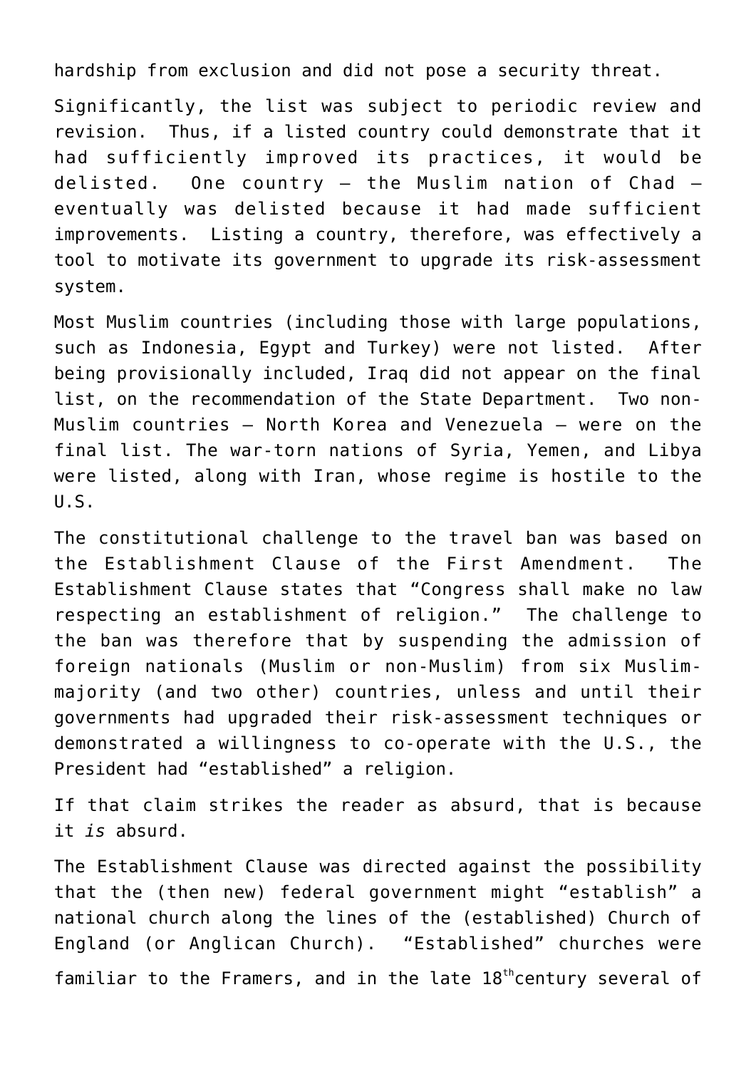hardship from exclusion and did not pose a security threat.

Significantly, the list was subject to periodic review and revision. Thus, if a listed country could demonstrate that it had sufficiently improved its practices, it would be delisted. One country – the Muslim nation of Chad – eventually was delisted because it had made sufficient improvements. Listing a country, therefore, was effectively a tool to motivate its government to upgrade its risk-assessment system.

Most Muslim countries (including those with large populations, such as Indonesia, Egypt and Turkey) were not listed. After being provisionally included, Iraq did not appear on the final list, on the recommendation of the State Department. Two non-Muslim countries – North Korea and Venezuela – were on the final list. The war-torn nations of Syria, Yemen, and Libya were listed, along with Iran, whose regime is hostile to the U.S.

The constitutional challenge to the travel ban was based on the Establishment Clause of the First Amendment. The Establishment Clause states that "Congress shall make no law respecting an establishment of religion." The challenge to the ban was therefore that by suspending the admission of foreign nationals (Muslim or non-Muslim) from six Muslim-majority (and two other) countries, unless and until their governments had upgraded their risk-assessment techniques or demonstrated a willingness to co-operate with the U.S., the President had "established" a religion.

If that claim strikes the reader as absurd, that is because it *is* absurd.

The Establishment Clause was directed against the possibility that the (then new) federal government might "establish" a national church along the lines of the (established) Church of England (or Anglican Church). "Established" churches were familiar to the Framers, and in the late 18th century several of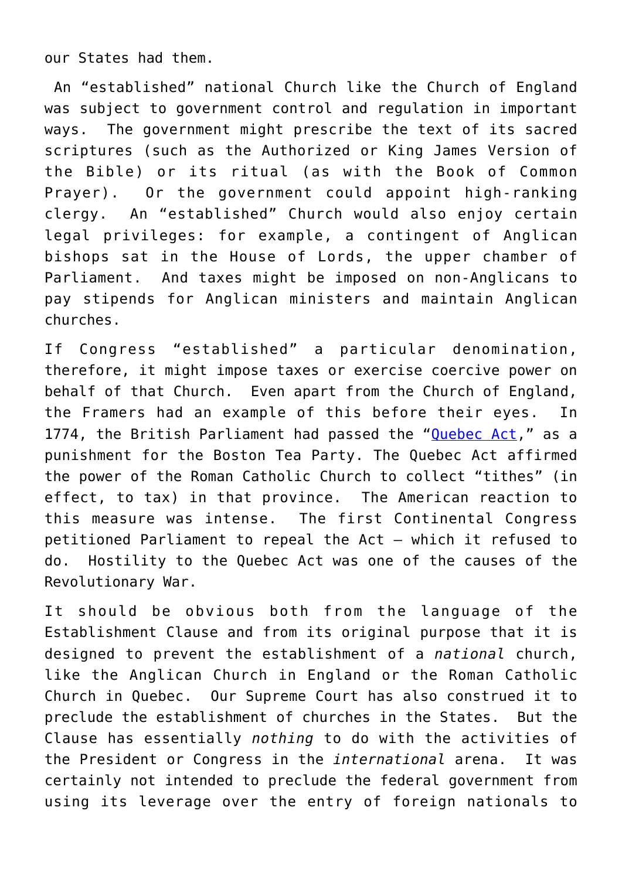our States had them.

An "established" national Church like the Church of England was subject to government control and regulation in important ways. The government might prescribe the text of its sacred scriptures (such as the Authorized or King James Version of the Bible) or its ritual (as with the Book of Common Prayer). Or the government could appoint high-ranking clergy. An "established" Church would also enjoy certain legal privileges: for example, a contingent of Anglican bishops sat in the House of Lords, the upper chamber of Parliament. And taxes might be imposed on non-Anglicans to pay stipends for Anglican ministers and maintain Anglican churches.

If Congress "established" a particular denomination, therefore, it might impose taxes or exercise coercive power on behalf of that Church. Even apart from the Church of England, the Framers had an example of this before their eyes. In 1774, the British Parliament had passed the "Quebec Act," as a punishment for the Boston Tea Party. The Quebec Act affirmed the power of the Roman Catholic Church to collect "tithes" (in effect, to tax) in that province. The American reaction to this measure was intense. The first Continental Congress petitioned Parliament to repeal the Act – which it refused to do. Hostility to the Quebec Act was one of the causes of the Revolutionary War.

It should be obvious both from the language of the Establishment Clause and from its original purpose that it is designed to prevent the establishment of a *national* church, like the Anglican Church in England or the Roman Catholic Church in Quebec. Our Supreme Court has also construed it to preclude the establishment of churches in the States. But the Clause has essentially *nothing* to do with the activities of the President or Congress in the *international* arena. It was certainly not intended to preclude the federal government from using its leverage over the entry of foreign nationals to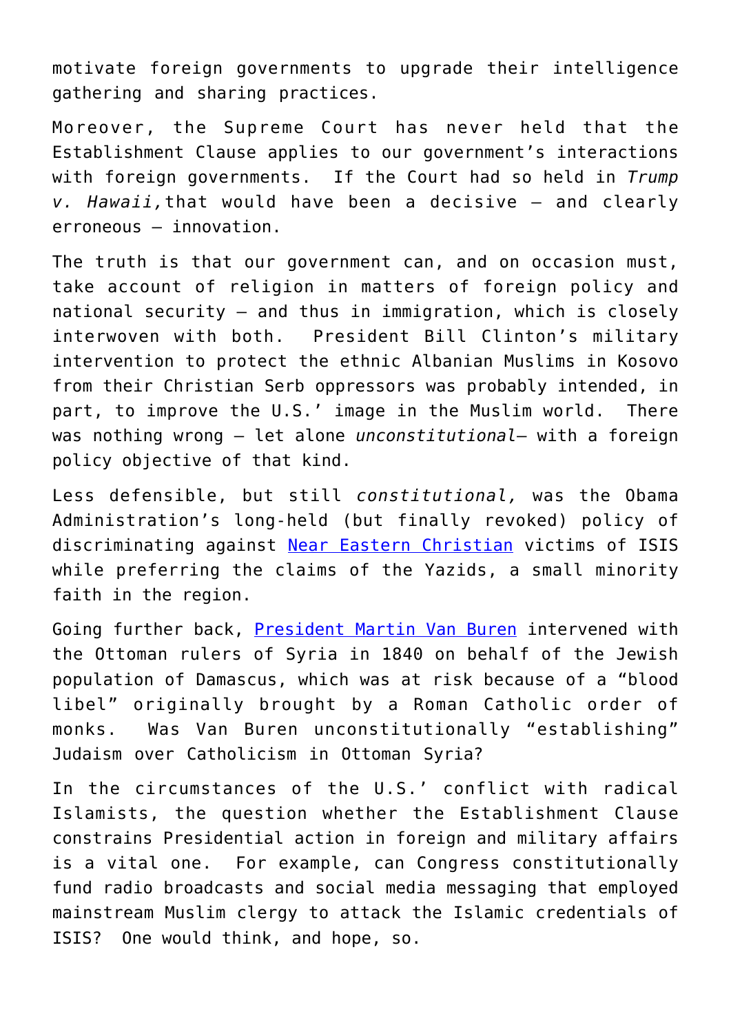motivate foreign governments to upgrade their intelligence gathering and sharing practices.

Moreover, the Supreme Court has never held that the Establishment Clause applies to our government's interactions with foreign governments. If the Court had so held in *Trump v. Hawaii,* that would have been a decisive – and clearly erroneous – innovation.

The truth is that our government can, and on occasion must, take account of religion in matters of foreign policy and national security – and thus in immigration, which is closely interwoven with both. President Bill Clinton's military intervention to protect the ethnic Albanian Muslims in Kosovo from their Christian Serb oppressors was probably intended, in part, to improve the U.S.' image in the Muslim world. There was nothing wrong – let alone *unconstitutional*– with a foreign policy objective of that kind.

Less defensible, but still *constitutional,* was the Obama Administration's long-held (but finally revoked) policy of discriminating against Near Eastern Christian victims of ISIS while preferring the claims of the Yazids, a small minority faith in the region.

Going further back, President Martin Van Buren intervened with the Ottoman rulers of Syria in 1840 on behalf of the Jewish population of Damascus, which was at risk because of a "blood libel" originally brought by a Roman Catholic order of monks. Was Van Buren unconstitutionally "establishing" Judaism over Catholicism in Ottoman Syria?

In the circumstances of the U.S.' conflict with radical Islamists, the question whether the Establishment Clause constrains Presidential action in foreign and military affairs is a vital one. For example, can Congress constitutionally fund radio broadcasts and social media messaging that employed mainstream Muslim clergy to attack the Islamic credentials of ISIS? One would think, and hope, so.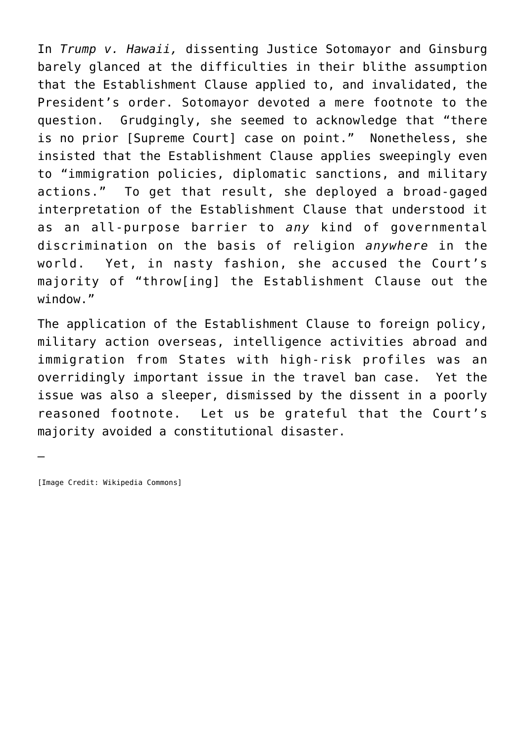In *Trump v. Hawaii,* dissenting Justice Sotomayor and Ginsburg barely glanced at the difficulties in their blithe assumption that the Establishment Clause applied to, and invalidated, the President's order. Sotomayor devoted a mere footnote to the question. Grudgingly, she seemed to acknowledge that "there is no prior [Supreme Court] case on point." Nonetheless, she insisted that the Establishment Clause applies sweepingly even to "immigration policies, diplomatic sanctions, and military actions." To get that result, she deployed a broad-gaged interpretation of the Establishment Clause that understood it as an all-purpose barrier to *any* kind of governmental discrimination on the basis of religion *anywhere* in the world. Yet, in nasty fashion, she accused the Court's majority of "throw[ing] the Establishment Clause out the window."

The application of the Establishment Clause to foreign policy, military action overseas, intelligence activities abroad and immigration from States with high-risk profiles was an overridingly important issue in the travel ban case. Yet the issue was also a sleeper, dismissed by the dissent in a poorly reasoned footnote. Let us be grateful that the Court's majority avoided a constitutional disaster.

—

[Image Credit: Wikipedia Commons]